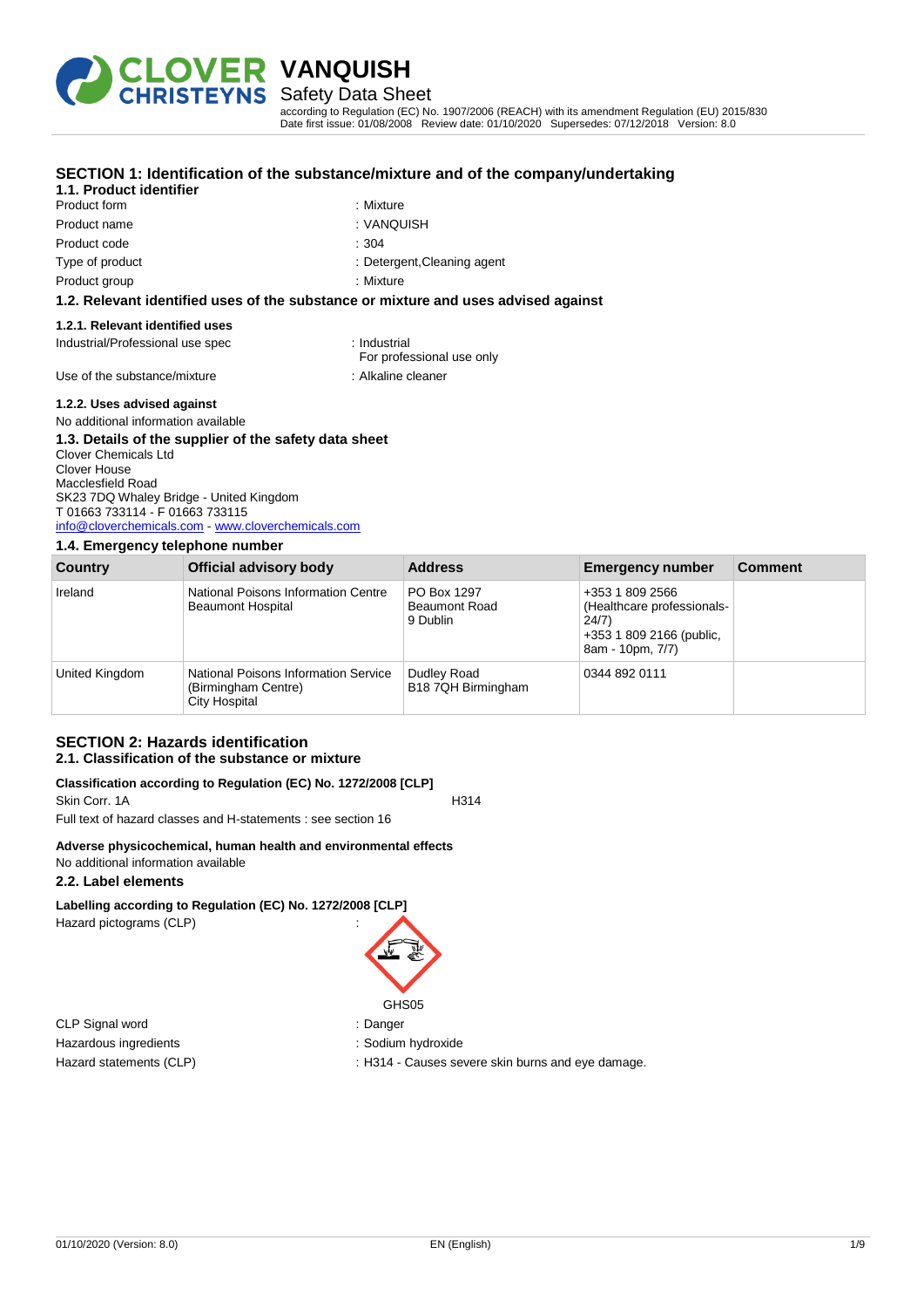# VANQUISH

## Safety Data Sheet

according to Regulation (EC) No. 1907/2006 (REACH) with its amendment Regulation (EU) 2015/830
Date first issue: 01/08/2008 Review date: 01/10/2020 Supersedes: 07/12/2018 Version: 8.0

## SECTION 1: Identification of the substance/mixture and of the company/undertaking

### 1.1. Product identifier

| | |
|---|---|
| Product form | : Mixture |
| Product name | : VANQUISH |
| Product code | : 304 |
| Type of product | : Detergent,Cleaning agent |
| Product group | : Mixture |

### 1.2. Relevant identified uses of the substance or mixture and uses advised against

#### 1.2.1. Relevant identified uses

| | |
|---|---|
| Industrial/Professional use spec | : Industrial<br>For professional use only |
| Use of the substance/mixture | : Alkaline cleaner |

#### 1.2.2. Uses advised against

No additional information available

### 1.3. Details of the supplier of the safety data sheet

Clover Chemicals Ltd
Clover House
Macclesfield Road
SK23 7DQ Whaley Bridge - United Kingdom
T 01663 733114 - F 01663 733115
info@cloverchemicals.com - www.cloverchemicals.com

### 1.4. Emergency telephone number

| Country | Official advisory body | Address | Emergency number | Comment |
|---|---|---|---|---|
| Ireland | National Poisons Information Centre Beaumont Hospital | PO Box 1297 Beaumont Road 9 Dublin | +353 1 809 2566 (Healthcare professionals- 24/7) +353 1 809 2166 (public, 8am - 10pm, 7/7) | |
| United Kingdom | National Poisons Information Service (Birmingham Centre) City Hospital | Dudley Road B18 7QH Birmingham | 0344 892 0111 | |

## SECTION 2: Hazards identification

### 2.1. Classification of the substance or mixture

**Classification according to Regulation (EC) No. 1272/2008 [CLP]**

Skin Corr. 1A H314

Full text of hazard classes and H-statements : see section 16

**Adverse physicochemical, human health and environmental effects**

No additional information available

### 2.2. Label elements

**Labelling according to Regulation (EC) No. 1272/2008 [CLP]**

Hazard pictograms (CLP) :

GHS05

| | |
|---|---|
| CLP Signal word | : Danger |
| Hazardous ingredients | : Sodium hydroxide |
| Hazard statements (CLP) | : H314 - Causes severe skin burns and eye damage. |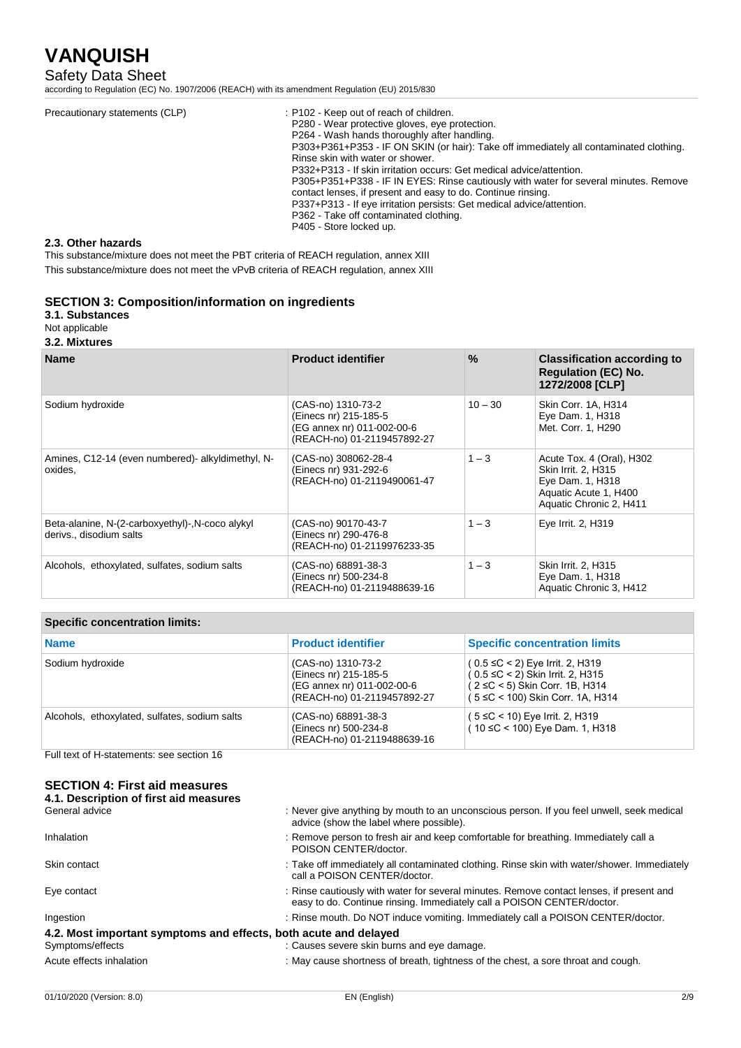Precautionary statements (CLP) : P102 - Keep out of reach of children.
P280 - Wear protective gloves, eye protection.
P264 - Wash hands thoroughly after handling.
P303+P361+P353 - IF ON SKIN (or hair): Take off immediately all contaminated clothing. Rinse skin with water or shower.
P332+P313 - If skin irritation occurs: Get medical advice/attention.
P305+P351+P338 - IF IN EYES: Rinse cautiously with water for several minutes. Remove contact lenses, if present and easy to do. Continue rinsing.
P337+P313 - If eye irritation persists: Get medical advice/attention.
P362 - Take off contaminated clothing.
P405 - Store locked up.

### 2.3. Other hazards

This substance/mixture does not meet the PBT criteria of REACH regulation, annex XIII

This substance/mixture does not meet the vPvB criteria of REACH regulation, annex XIII

## SECTION 3: Composition/information on ingredients

### 3.1. Substances

Not applicable

### 3.2. Mixtures

| Name | Product identifier | % | Classification according to Regulation (EC) No. 1272/2008 [CLP] |
|---|---|---|---|
| Sodium hydroxide | (CAS-no) 1310-73-2<br>(Einecs nr) 215-185-5<br>(EG annex nr) 011-002-00-6<br>(REACH-no) 01-2119457892-27 | 10 – 30 | Skin Corr. 1A, H314<br>Eye Dam. 1, H318<br>Met. Corr. 1, H290 |
| Amines, C12-14 (even numbered)- alkyldimethyl, N-oxides, | (CAS-no) 308062-28-4<br>(Einecs nr) 931-292-6<br>(REACH-no) 01-2119490061-47 | 1 – 3 | Acute Tox. 4 (Oral), H302<br>Skin Irrit. 2, H315<br>Eye Dam. 1, H318<br>Aquatic Acute 1, H400<br>Aquatic Chronic 2, H411 |
| Beta-alanine, N-(2-carboxyethyl)-,N-coco alykyl derivs., disodium salts | (CAS-no) 90170-43-7<br>(Einecs nr) 290-476-8<br>(REACH-no) 01-2119976233-35 | 1 – 3 | Eye Irrit. 2, H319 |
| Alcohols, ethoxylated, sulfates, sodium salts | (CAS-no) 68891-38-3<br>(Einecs nr) 500-234-8<br>(REACH-no) 01-2119488639-16 | 1 – 3 | Skin Irrit. 2, H315<br>Eye Dam. 1, H318<br>Aquatic Chronic 3, H412 |

| Specific concentration limits: | | |
|---|---|---|
| **Name** | **Product identifier** | **Specific concentration limits** |
| Sodium hydroxide | (CAS-no) 1310-73-2<br>(Einecs nr) 215-185-5<br>(EG annex nr) 011-002-00-6<br>(REACH-no) 01-2119457892-27 | ( 0.5 ≤C < 2) Eye Irrit. 2, H319<br>( 0.5 ≤C < 2) Skin Irrit. 2, H315<br>( 2 ≤C < 5) Skin Corr. 1B, H314<br>( 5 ≤C < 100) Skin Corr. 1A, H314 |
| Alcohols, ethoxylated, sulfates, sodium salts | (CAS-no) 68891-38-3<br>(Einecs nr) 500-234-8<br>(REACH-no) 01-2119488639-16 | ( 5 ≤C < 10) Eye Irrit. 2, H319<br>( 10 ≤C < 100) Eye Dam. 1, H318 |

Full text of H-statements: see section 16

## SECTION 4: First aid measures

### 4.1. Description of first aid measures

General advice : Never give anything by mouth to an unconscious person. If you feel unwell, seek medical advice (show the label where possible).

Inhalation : Remove person to fresh air and keep comfortable for breathing. Immediately call a POISON CENTER/doctor.

Skin contact : Take off immediately all contaminated clothing. Rinse skin with water/shower. Immediately call a POISON CENTER/doctor.

Eye contact : Rinse cautiously with water for several minutes. Remove contact lenses, if present and easy to do. Continue rinsing. Immediately call a POISON CENTER/doctor.

Ingestion : Rinse mouth. Do NOT induce vomiting. Immediately call a POISON CENTER/doctor.

### 4.2. Most important symptoms and effects, both acute and delayed

Symptoms/effects : Causes severe skin burns and eye damage.

Acute effects inhalation : May cause shortness of breath, tightness of the chest, a sore throat and cough.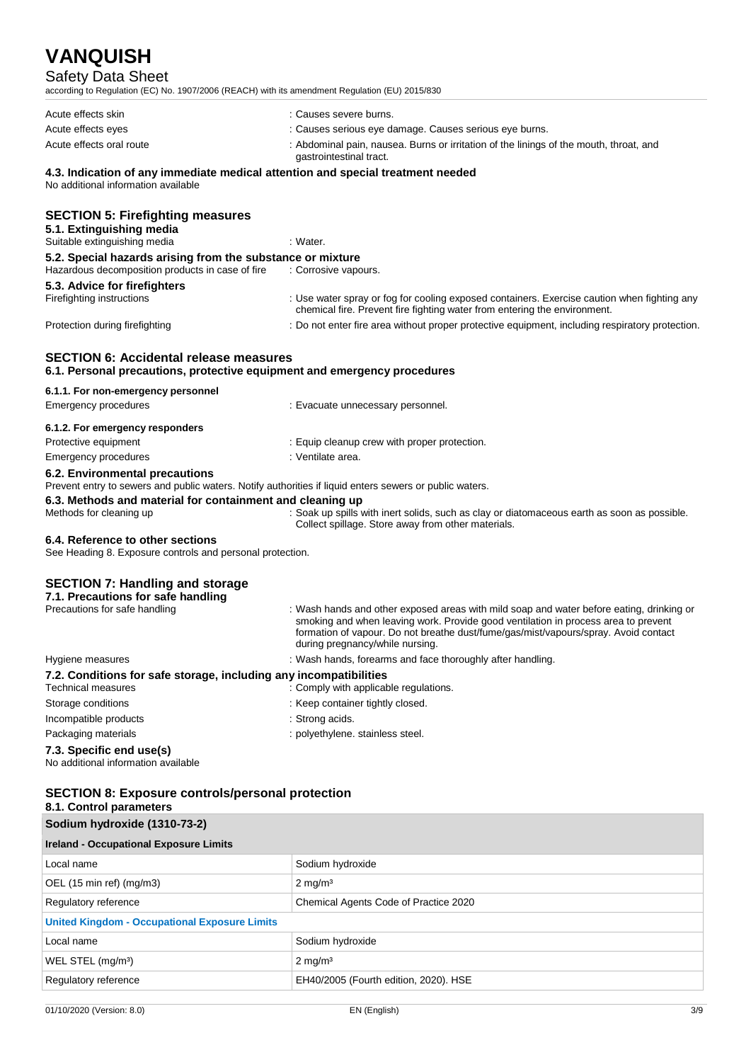| | |
|---|---|
| Acute effects skin | : Causes severe burns. |
| Acute effects eyes | : Causes serious eye damage. Causes serious eye burns. |
| Acute effects oral route | : Abdominal pain, nausea. Burns or irritation of the linings of the mouth, throat, and gastrointestinal tract. |

#### 4.3. Indication of any immediate medical attention and special treatment needed

No additional information available

## SECTION 5: Firefighting measures

### 5.1. Extinguishing media

| | |
|---|---|
| Suitable extinguishing media | : Water. |

### 5.2. Special hazards arising from the substance or mixture

| | |
|---|---|
| Hazardous decomposition products in case of fire | : Corrosive vapours. |

### 5.3. Advice for firefighters

| | |
|---|---|
| Firefighting instructions | : Use water spray or fog for cooling exposed containers. Exercise caution when fighting any chemical fire. Prevent fire fighting water from entering the environment. |
| Protection during firefighting | : Do not enter fire area without proper protective equipment, including respiratory protection. |

## SECTION 6: Accidental release measures

### 6.1. Personal precautions, protective equipment and emergency procedures

#### 6.1.1. For non-emergency personnel

| | |
|---|---|
| Emergency procedures | : Evacuate unnecessary personnel. |

#### 6.1.2. For emergency responders

| | |
|---|---|
| Protective equipment | : Equip cleanup crew with proper protection. |
| Emergency procedures | : Ventilate area. |

### 6.2. Environmental precautions

Prevent entry to sewers and public waters. Notify authorities if liquid enters sewers or public waters.

### 6.3. Methods and material for containment and cleaning up

| | |
|---|---|
| Methods for cleaning up | : Soak up spills with inert solids, such as clay or diatomaceous earth as soon as possible. Collect spillage. Store away from other materials. |

### 6.4. Reference to other sections

See Heading 8. Exposure controls and personal protection.

## SECTION 7: Handling and storage

### 7.1. Precautions for safe handling

| | |
|---|---|
| Precautions for safe handling | : Wash hands and other exposed areas with mild soap and water before eating, drinking or smoking and when leaving work. Provide good ventilation in process area to prevent formation of vapour. Do not breathe dust/fume/gas/mist/vapours/spray. Avoid contact during pregnancy/while nursing. |
| Hygiene measures | : Wash hands, forearms and face thoroughly after handling. |

### 7.2. Conditions for safe storage, including any incompatibilities

| | |
|---|---|
| Technical measures | : Comply with applicable regulations. |
| Storage conditions | : Keep container tightly closed. |
| Incompatible products | : Strong acids. |
| Packaging materials | : polyethylene. stainless steel. |

### 7.3. Specific end use(s)

No additional information available

## SECTION 8: Exposure controls/personal protection

### 8.1. Control parameters

| Sodium hydroxide (1310-73-2) | |
|---|---|
| **Ireland - Occupational Exposure Limits** | |
| Local name | Sodium hydroxide |
| OEL (15 min ref) (mg/m3) | 2 mg/m³ |
| Regulatory reference | Chemical Agents Code of Practice 2020 |
| **United Kingdom - Occupational Exposure Limits** | |
| Local name | Sodium hydroxide |
| WEL STEL (mg/m³) | 2 mg/m³ |
| Regulatory reference | EH40/2005 (Fourth edition, 2020). HSE |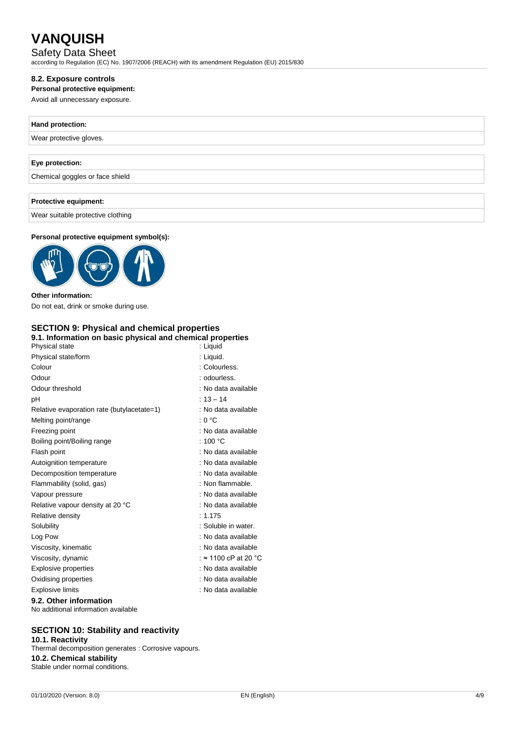### 8.2. Exposure controls

**Personal protective equipment:**

Avoid all unnecessary exposure.

| **Hand protection:** |
| --- |
| Wear protective gloves. |

| **Eye protection:** |
| --- |
| Chemical goggles or face shield |

| **Protective equipment:** |
| --- |
| Wear suitable protective clothing |

**Personal protective equipment symbol(s):**

**Other information:**

Do not eat, drink or smoke during use.

## SECTION 9: Physical and chemical properties

### 9.1. Information on basic physical and chemical properties

| | |
| --- | --- |
| Physical state | : Liquid |
| Physical state/form | : Liquid. |
| Colour | : Colourless. |
| Odour | : odourless. |
| Odour threshold | : No data available |
| pH | : 13 – 14 |
| Relative evaporation rate (butylacetate=1) | : No data available |
| Melting point/range | : 0 °C |
| Freezing point | : No data available |
| Boiling point/Boiling range | : 100 °C |
| Flash point | : No data available |
| Autoignition temperature | : No data available |
| Decomposition temperature | : No data available |
| Flammability (solid, gas) | : Non flammable. |
| Vapour pressure | : No data available |
| Relative vapour density at 20 °C | : No data available |
| Relative density | : 1.175 |
| Solubility | : Soluble in water. |
| Log Pow | : No data available |
| Viscosity, kinematic | : No data available |
| Viscosity, dynamic | : ≈ 1100 cP at 20 °C |
| Explosive properties | : No data available |
| Oxidising properties | : No data available |
| Explosive limits | : No data available |

### 9.2. Other information

No additional information available

## SECTION 10: Stability and reactivity

### 10.1. Reactivity

Thermal decomposition generates : Corrosive vapours.

### 10.2. Chemical stability

Stable under normal conditions.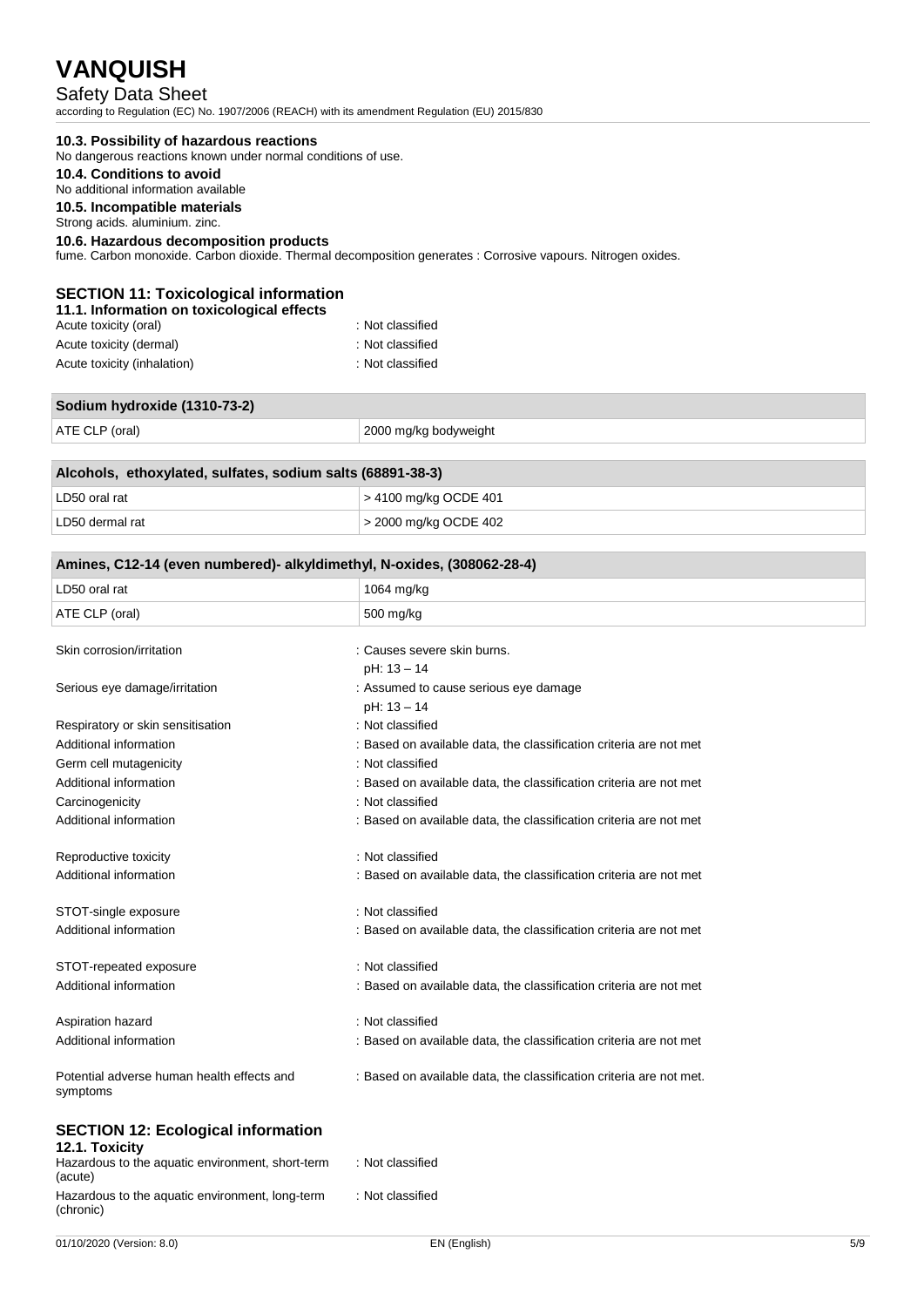### 10.3. Possibility of hazardous reactions

No dangerous reactions known under normal conditions of use.

### 10.4. Conditions to avoid

No additional information available

### 10.5. Incompatible materials

Strong acids. aluminium. zinc.

### 10.6. Hazardous decomposition products

fume. Carbon monoxide. Carbon dioxide. Thermal decomposition generates : Corrosive vapours. Nitrogen oxides.

## SECTION 11: Toxicological information

### 11.1. Information on toxicological effects

Acute toxicity (oral) : Not classified

Acute toxicity (dermal) : Not classified

Acute toxicity (inhalation) : Not classified

| Sodium hydroxide (1310-73-2) | |
|---|---|
| ATE CLP (oral) | 2000 mg/kg bodyweight |

| Alcohols, ethoxylated, sulfates, sodium salts (68891-38-3) | |
|---|---|
| LD50 oral rat | > 4100 mg/kg OCDE 401 |
| LD50 dermal rat | > 2000 mg/kg OCDE 402 |

| Amines, C12-14 (even numbered)- alkyldimethyl, N-oxides, (308062-28-4) | |
|---|---|
| LD50 oral rat | 1064 mg/kg |
| ATE CLP (oral) | 500 mg/kg |

Skin corrosion/irritation : Causes severe skin burns.
pH: 13 – 14

Serious eye damage/irritation : Assumed to cause serious eye damage
pH: 13 – 14

Respiratory or skin sensitisation : Not classified

Additional information : Based on available data, the classification criteria are not met

Germ cell mutagenicity : Not classified

Additional information : Based on available data, the classification criteria are not met

Carcinogenicity : Not classified

Additional information : Based on available data, the classification criteria are not met

Reproductive toxicity : Not classified

Additional information : Based on available data, the classification criteria are not met

STOT-single exposure : Not classified

Additional information : Based on available data, the classification criteria are not met

STOT-repeated exposure : Not classified

Additional information : Based on available data, the classification criteria are not met

Aspiration hazard : Not classified

Additional information : Based on available data, the classification criteria are not met

Potential adverse human health effects and symptoms : Based on available data, the classification criteria are not met.

## SECTION 12: Ecological information

### 12.1. Toxicity

Hazardous to the aquatic environment, short-term (acute) : Not classified

Hazardous to the aquatic environment, long-term (chronic) : Not classified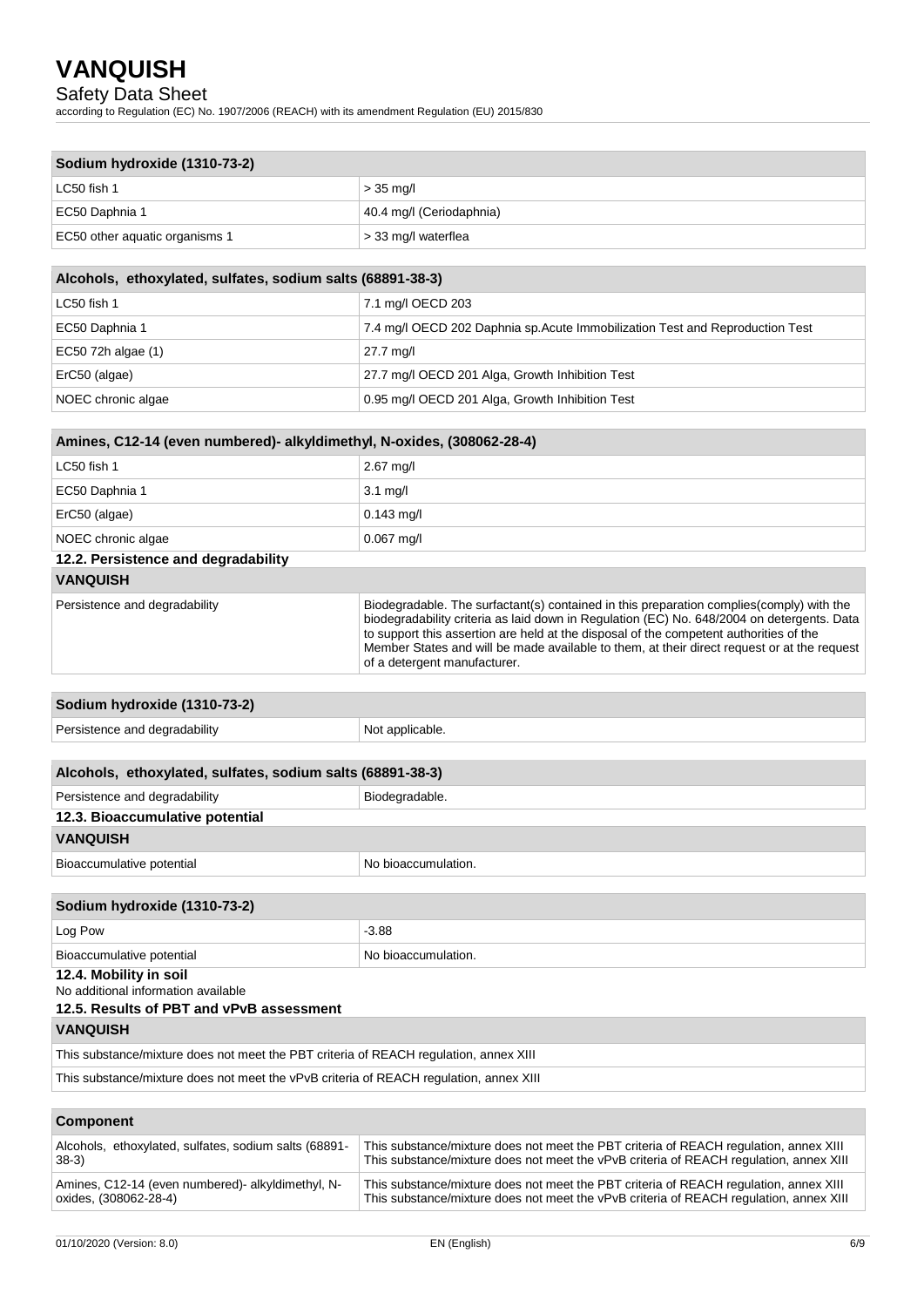| Sodium hydroxide (1310-73-2) | |
|---|---|
| LC50 fish 1 | > 35 mg/l |
| EC50 Daphnia 1 | 40.4 mg/l (Ceriodaphnia) |
| EC50 other aquatic organisms 1 | > 33 mg/l waterflea |

| Alcohols, ethoxylated, sulfates, sodium salts (68891-38-3) | |
|---|---|
| LC50 fish 1 | 7.1 mg/l OECD 203 |
| EC50 Daphnia 1 | 7.4 mg/l OECD 202 Daphnia sp.Acute Immobilization Test and Reproduction Test |
| EC50 72h algae (1) | 27.7 mg/l |
| ErC50 (algae) | 27.7 mg/l OECD 201 Alga, Growth Inhibition Test |
| NOEC chronic algae | 0.95 mg/l OECD 201 Alga, Growth Inhibition Test |

| Amines, C12-14 (even numbered)- alkyldimethyl, N-oxides, (308062-28-4) | |
|---|---|
| LC50 fish 1 | 2.67 mg/l |
| EC50 Daphnia 1 | 3.1 mg/l |
| ErC50 (algae) | 0.143 mg/l |
| NOEC chronic algae | 0.067 mg/l |

### 12.2. Persistence and degradability

| VANQUISH | |
|---|---|
| Persistence and degradability | Biodegradable. The surfactant(s) contained in this preparation complies(comply) with the biodegradability criteria as laid down in Regulation (EC) No. 648/2004 on detergents. Data to support this assertion are held at the disposal of the competent authorities of the Member States and will be made available to them, at their direct request or at the request of a detergent manufacturer. |

| Sodium hydroxide (1310-73-2) | |
|---|---|
| Persistence and degradability | Not applicable. |

| Alcohols, ethoxylated, sulfates, sodium salts (68891-38-3) | |
|---|---|
| Persistence and degradability | Biodegradable. |

### 12.3. Bioaccumulative potential

| VANQUISH | |
|---|---|
| Bioaccumulative potential | No bioaccumulation. |

| Sodium hydroxide (1310-73-2) | |
|---|---|
| Log Pow | -3.88 |
| Bioaccumulative potential | No bioaccumulation. |

### 12.4. Mobility in soil

No additional information available

### 12.5. Results of PBT and vPvB assessment

| VANQUISH |
|---|
| This substance/mixture does not meet the PBT criteria of REACH regulation, annex XIII |
| This substance/mixture does not meet the vPvB criteria of REACH regulation, annex XIII |

| Component | |
|---|---|
| Alcohols, ethoxylated, sulfates, sodium salts (68891-38-3) | This substance/mixture does not meet the PBT criteria of REACH regulation, annex XIII<br>This substance/mixture does not meet the vPvB criteria of REACH regulation, annex XIII |
| Amines, C12-14 (even numbered)- alkyldimethyl, N-oxides, (308062-28-4) | This substance/mixture does not meet the PBT criteria of REACH regulation, annex XIII<br>This substance/mixture does not meet the vPvB criteria of REACH regulation, annex XIII |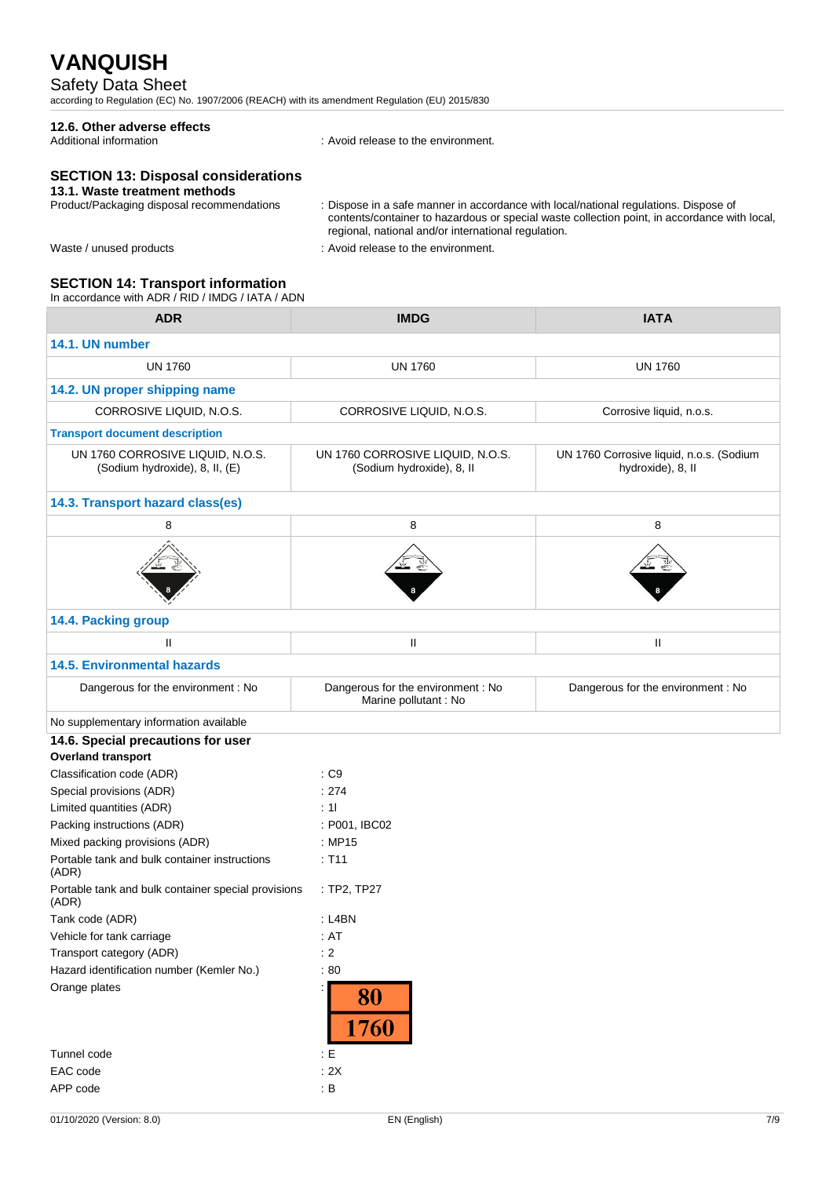### 12.6. Other adverse effects

Additional information : Avoid release to the environment.

## SECTION 13: Disposal considerations

### 13.1. Waste treatment methods

Product/Packaging disposal recommendations : Dispose in a safe manner in accordance with local/national regulations. Dispose of contents/container to hazardous or special waste collection point, in accordance with local, regional, national and/or international regulation.

Waste / unused products : Avoid release to the environment.

## SECTION 14: Transport information

In accordance with ADR / RID / IMDG / IATA / ADN

| ADR | IMDG | IATA |
|---|---|---|
| **14.1. UN number** | | |
| UN 1760 | UN 1760 | UN 1760 |
| **14.2. UN proper shipping name** | | |
| CORROSIVE LIQUID, N.O.S. | CORROSIVE LIQUID, N.O.S. | Corrosive liquid, n.o.s. |
| **Transport document description** | | |
| UN 1760 CORROSIVE LIQUID, N.O.S. (Sodium hydroxide), 8, II, (E) | UN 1760 CORROSIVE LIQUID, N.O.S. (Sodium hydroxide), 8, II | UN 1760 Corrosive liquid, n.o.s. (Sodium hydroxide), 8, II |
| **14.3. Transport hazard class(es)** | | |
| 8 | 8 | 8 |
| **14.4. Packing group** | | |
| II | II | II |
| **14.5. Environmental hazards** | | |
| Dangerous for the environment : No | Dangerous for the environment : No<br>Marine pollutant : No | Dangerous for the environment : No |
| No supplementary information available | | |

### 14.6. Special precautions for user

**Overland transport**

Classification code (ADR) : C9

Special provisions (ADR) : 274

Limited quantities (ADR) : 1l

Packing instructions (ADR) : P001, IBC02

Mixed packing provisions (ADR) : MP15

Portable tank and bulk container instructions (ADR) : T11

Portable tank and bulk container special provisions (ADR) : TP2, TP27

Tank code (ADR) : L4BN

Vehicle for tank carriage : AT

Transport category (ADR) : 2

Hazard identification number (Kemler No.) : 80

Orange plates : 80 / 1760

Tunnel code : E

EAC code : 2X

APP code : B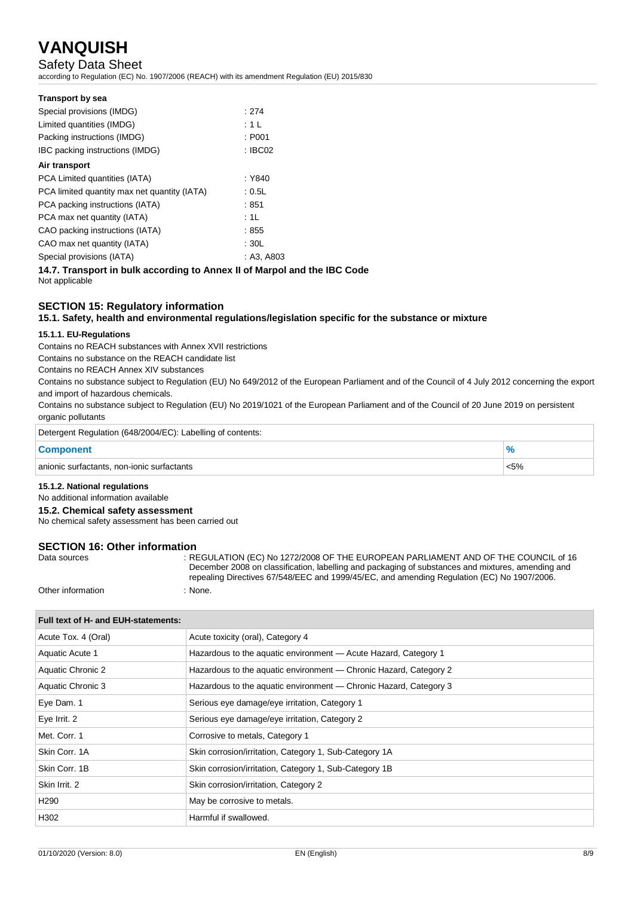**Transport by sea**

| | |
|---|---|
| Special provisions (IMDG) | : 274 |
| Limited quantities (IMDG) | : 1 L |
| Packing instructions (IMDG) | : P001 |
| IBC packing instructions (IMDG) | : IBC02 |

**Air transport**

| | |
|---|---|
| PCA Limited quantities (IATA) | : Y840 |
| PCA limited quantity max net quantity (IATA) | : 0.5L |
| PCA packing instructions (IATA) | : 851 |
| PCA max net quantity (IATA) | : 1L |
| CAO packing instructions (IATA) | : 855 |
| CAO max net quantity (IATA) | : 30L |
| Special provisions (IATA) | : A3, A803 |

### 14.7. Transport in bulk according to Annex II of Marpol and the IBC Code

Not applicable

## SECTION 15: Regulatory information

### 15.1. Safety, health and environmental regulations/legislation specific for the substance or mixture

#### 15.1.1. EU-Regulations

Contains no REACH substances with Annex XVII restrictions

Contains no substance on the REACH candidate list

Contains no REACH Annex XIV substances

Contains no substance subject to Regulation (EU) No 649/2012 of the European Parliament and of the Council of 4 July 2012 concerning the export and import of hazardous chemicals.

Contains no substance subject to Regulation (EU) No 2019/1021 of the European Parliament and of the Council of 20 June 2019 on persistent organic pollutants

Detergent Regulation (648/2004/EC): Labelling of contents:

| Component | % |
|---|---|
| anionic surfactants, non-ionic surfactants | <5% |

#### 15.1.2. National regulations

No additional information available

### 15.2. Chemical safety assessment

No chemical safety assessment has been carried out

## SECTION 16: Other information

| | |
|---|---|
| Data sources | : REGULATION (EC) No 1272/2008 OF THE EUROPEAN PARLIAMENT AND OF THE COUNCIL of 16 December 2008 on classification, labelling and packaging of substances and mixtures, amending and repealing Directives 67/548/EEC and 1999/45/EC, and amending Regulation (EC) No 1907/2006. |
| Other information | : None. |

| Full text of H- and EUH-statements: | |
|---|---|
| Acute Tox. 4 (Oral) | Acute toxicity (oral), Category 4 |
| Aquatic Acute 1 | Hazardous to the aquatic environment — Acute Hazard, Category 1 |
| Aquatic Chronic 2 | Hazardous to the aquatic environment — Chronic Hazard, Category 2 |
| Aquatic Chronic 3 | Hazardous to the aquatic environment — Chronic Hazard, Category 3 |
| Eye Dam. 1 | Serious eye damage/eye irritation, Category 1 |
| Eye Irrit. 2 | Serious eye damage/eye irritation, Category 2 |
| Met. Corr. 1 | Corrosive to metals, Category 1 |
| Skin Corr. 1A | Skin corrosion/irritation, Category 1, Sub-Category 1A |
| Skin Corr. 1B | Skin corrosion/irritation, Category 1, Sub-Category 1B |
| Skin Irrit. 2 | Skin corrosion/irritation, Category 2 |
| H290 | May be corrosive to metals. |
| H302 | Harmful if swallowed. |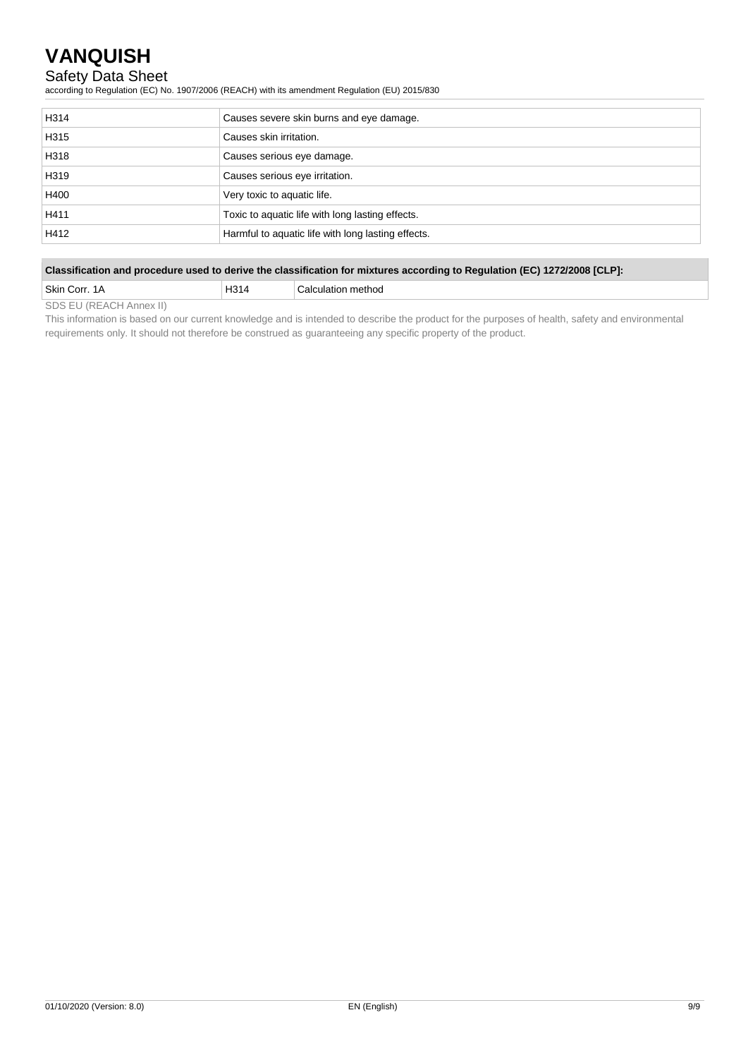| | |
|---|---|
| H314 | Causes severe skin burns and eye damage. |
| H315 | Causes skin irritation. |
| H318 | Causes serious eye damage. |
| H319 | Causes serious eye irritation. |
| H400 | Very toxic to aquatic life. |
| H411 | Toxic to aquatic life with long lasting effects. |
| H412 | Harmful to aquatic life with long lasting effects. |

| Classification and procedure used to derive the classification for mixtures according to Regulation (EC) 1272/2008 [CLP]: | | |
|---|---|---|
| Skin Corr. 1A | H314 | Calculation method |

SDS EU (REACH Annex II)

This information is based on our current knowledge and is intended to describe the product for the purposes of health, safety and environmental requirements only. It should not therefore be construed as guaranteeing any specific property of the product.